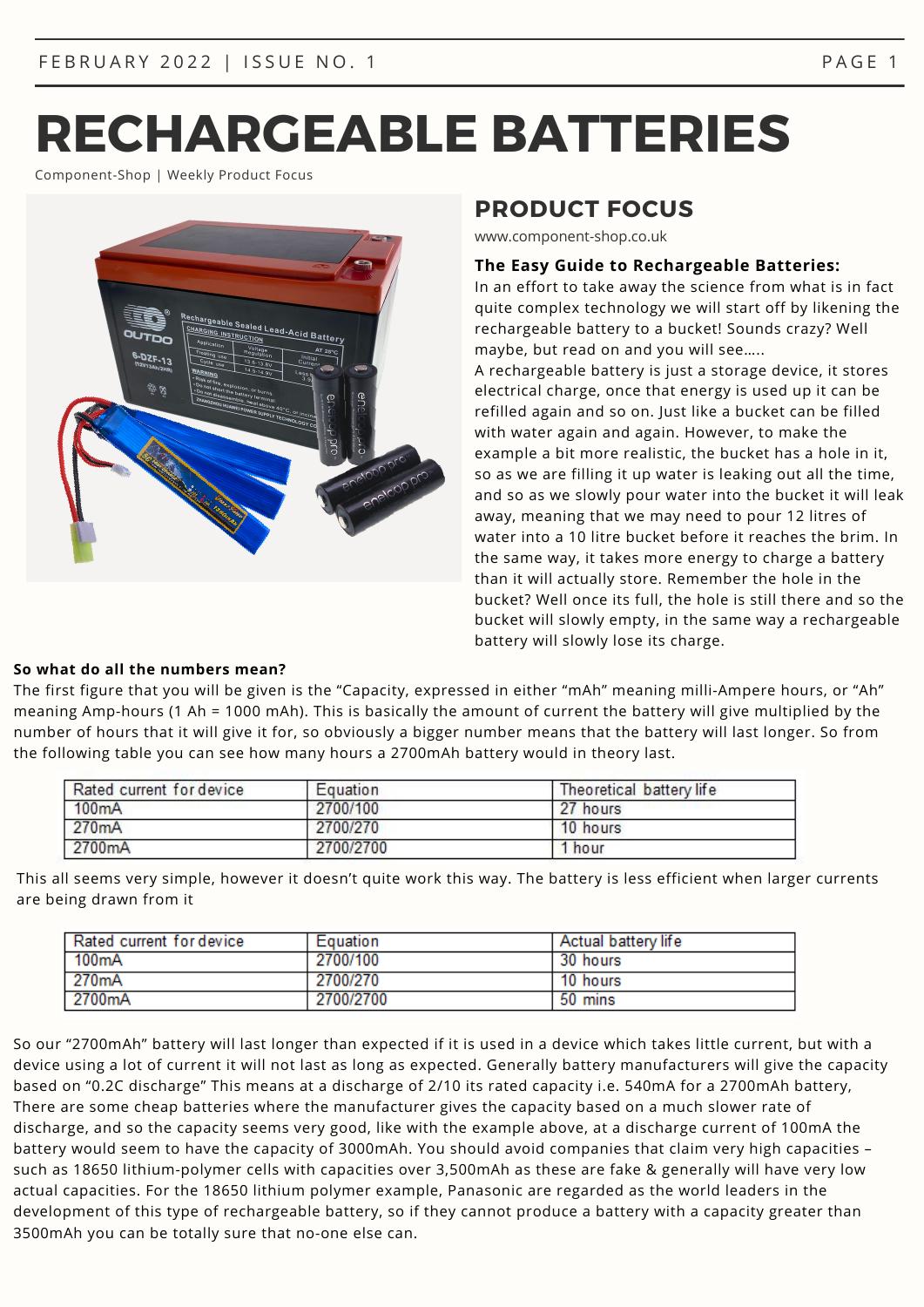# RECHARGEABLE BATTERIES

Component-Shop | Weekly Product Focus

## PRODUCT FOCUS

www.component-shop.co.uk

**The Easy Guide to Rechargeable Batteries:**

In an effort to take away the science from what is in fact quite complex technology we will start off by likening the rechargeable battery to a bucket! Sounds crazy? Well maybe, but read on and you will see…..

A rechargeable battery is just a storage device, it stores electrical charge, once that energy is used up it can be refilled again and so on. Just like a bucket can be filled with water again and again. However, to make the example a bit more realistic, the bucket has a hole in it, so as we are filling it up water is leaking out all the time, and so as we slowly pour water into the bucket it will leak away, meaning that we may need to pour 12 litres of water into a 10 litre bucket before it reaches the brim. In the same way, it takes more energy to charge a battery than it will actually store. Remember the hole in the bucket? Well once its full, the hole is still there and so the bucket will slowly empty, in the same way a rechargeable battery will slowly lose its charge.

**So what do all the numbers mean?**

The first figure that you will be given is the "Capacity, expressed in either "mAh" meaning milli-Ampere hours, or "Ah" meaning Amp-hours (1 Ah = 1000 mAh). This is basically the amount of current the battery will give multiplied by the number of hours that it will give it for, so obviously a bigger number means that the battery will last longer. So from the following table you can see how many hours a 2700mAh battery would in theory last.

| Rated current for device | Equation | Theoretical battery life |
|---|---|---|
| 100mA | 2700/100 | 27 hours |
| 270mA | 2700/270 | 10 hours |
| 2700mA | 2700/2700 | 1 hour |

This all seems very simple, however it doesn't quite work this way. The battery is less efficient when larger currents are being drawn from it

| Rated current for device | Equation | Actual battery life |
|---|---|---|
| 100mA | 2700/100 | 30 hours |
| 270mA | 2700/270 | 10 hours |
| 2700mA | 2700/2700 | 50 mins |

So our "2700mAh" battery will last longer than expected if it is used in a device which takes little current, but with a device using a lot of current it will not last as long as expected. Generally battery manufacturers will give the capacity based on "0.2C discharge" This means at a discharge of 2/10 its rated capacity i.e. 540mA for a 2700mAh battery, There are some cheap batteries where the manufacturer gives the capacity based on a much slower rate of discharge, and so the capacity seems very good, like with the example above, at a discharge current of 100mA the battery would seem to have the capacity of 3000mAh. You should avoid companies that claim very high capacities – such as 18650 lithium-polymer cells with capacities over 3,500mAh as these are fake & generally will have very low actual capacities. For the 18650 lithium polymer example, Panasonic are regarded as the world leaders in the development of this type of rechargeable battery, so if they cannot produce a battery with a capacity greater than 3500mAh you can be totally sure that no-one else can.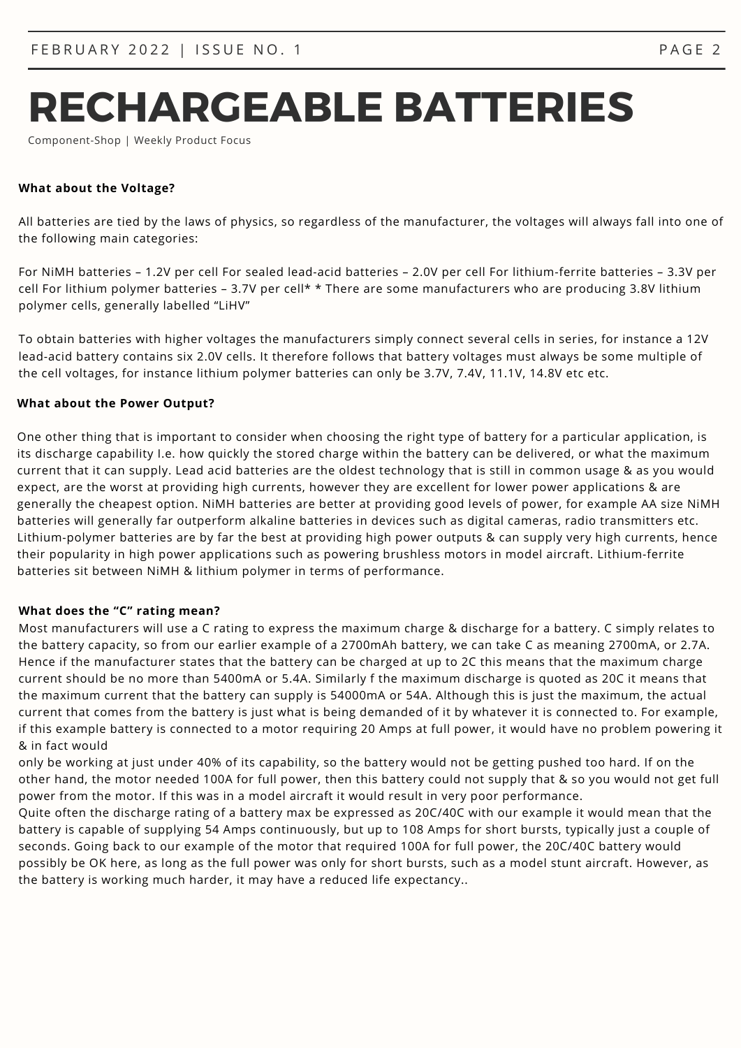# RECHARGEABLE BATTERIES

Component-Shop | Weekly Product Focus

**What about the Voltage?**

All batteries are tied by the laws of physics, so regardless of the manufacturer, the voltages will always fall into one of the following main categories:

For NiMH batteries – 1.2V per cell For sealed lead-acid batteries – 2.0V per cell For lithium-ferrite batteries – 3.3V per cell For lithium polymer batteries – 3.7V per cell* * There are some manufacturers who are producing 3.8V lithium polymer cells, generally labelled "LiHV"

To obtain batteries with higher voltages the manufacturers simply connect several cells in series, for instance a 12V lead-acid battery contains six 2.0V cells. It therefore follows that battery voltages must always be some multiple of the cell voltages, for instance lithium polymer batteries can only be 3.7V, 7.4V, 11.1V, 14.8V etc etc.

**What about the Power Output?**

One other thing that is important to consider when choosing the right type of battery for a particular application, is its discharge capability I.e. how quickly the stored charge within the battery can be delivered, or what the maximum current that it can supply. Lead acid batteries are the oldest technology that is still in common usage & as you would expect, are the worst at providing high currents, however they are excellent for lower power applications & are generally the cheapest option. NiMH batteries are better at providing good levels of power, for example AA size NiMH batteries will generally far outperform alkaline batteries in devices such as digital cameras, radio transmitters etc. Lithium-polymer batteries are by far the best at providing high power outputs & can supply very high currents, hence their popularity in high power applications such as powering brushless motors in model aircraft. Lithium-ferrite batteries sit between NiMH & lithium polymer in terms of performance.

**What does the "C" rating mean?**

Most manufacturers will use a C rating to express the maximum charge & discharge for a battery. C simply relates to the battery capacity, so from our earlier example of a 2700mAh battery, we can take C as meaning 2700mA, or 2.7A. Hence if the manufacturer states that the battery can be charged at up to 2C this means that the maximum charge current should be no more than 5400mA or 5.4A. Similarly f the maximum discharge is quoted as 20C it means that the maximum current that the battery can supply is 54000mA or 54A. Although this is just the maximum, the actual current that comes from the battery is just what is being demanded of it by whatever it is connected to. For example, if this example battery is connected to a motor requiring 20 Amps at full power, it would have no problem powering it & in fact would only be working at just under 40% of its capability, so the battery would not be getting pushed too hard. If on the other hand, the motor needed 100A for full power, then this battery could not supply that & so you would not get full power from the motor. If this was in a model aircraft it would result in very poor performance.

Quite often the discharge rating of a battery max be expressed as 20C/40C with our example it would mean that the battery is capable of supplying 54 Amps continuously, but up to 108 Amps for short bursts, typically just a couple of seconds. Going back to our example of the motor that required 100A for full power, the 20C/40C battery would possibly be OK here, as long as the full power was only for short bursts, such as a model stunt aircraft. However, as the battery is working much harder, it may have a reduced life expectancy..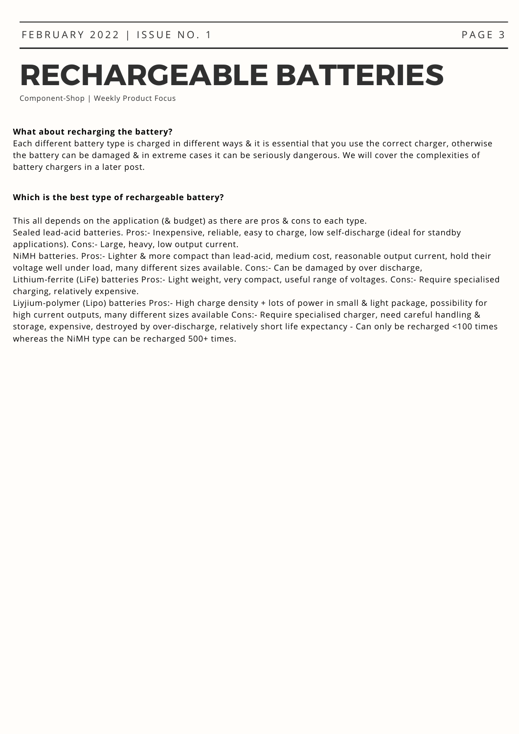# RECHARGEABLE BATTERIES

Component-Shop | Weekly Product Focus

**What about recharging the battery?**

Each different battery type is charged in different ways & it is essential that you use the correct charger, otherwise the battery can be damaged & in extreme cases it can be seriously dangerous. We will cover the complexities of battery chargers in a later post.

**Which is the best type of rechargeable battery?**

This all depends on the application (& budget) as there are pros & cons to each type.
Sealed lead-acid batteries. Pros:- Inexpensive, reliable, easy to charge, low self-discharge (ideal for standby applications). Cons:- Large, heavy, low output current.
NiMH batteries. Pros:- Lighter & more compact than lead-acid, medium cost, reasonable output current, hold their voltage well under load, many different sizes available. Cons:- Can be damaged by over discharge,
Lithium-ferrite (LiFe) batteries Pros:- Light weight, very compact, useful range of voltages. Cons:- Require specialised charging, relatively expensive.
Liyjium-polymer (Lipo) batteries Pros:- High charge density + lots of power in small & light package, possibility for high current outputs, many different sizes available Cons:- Require specialised charger, need careful handling & storage, expensive, destroyed by over-discharge, relatively short life expectancy - Can only be recharged <100 times whereas the NiMH type can be recharged 500+ times.